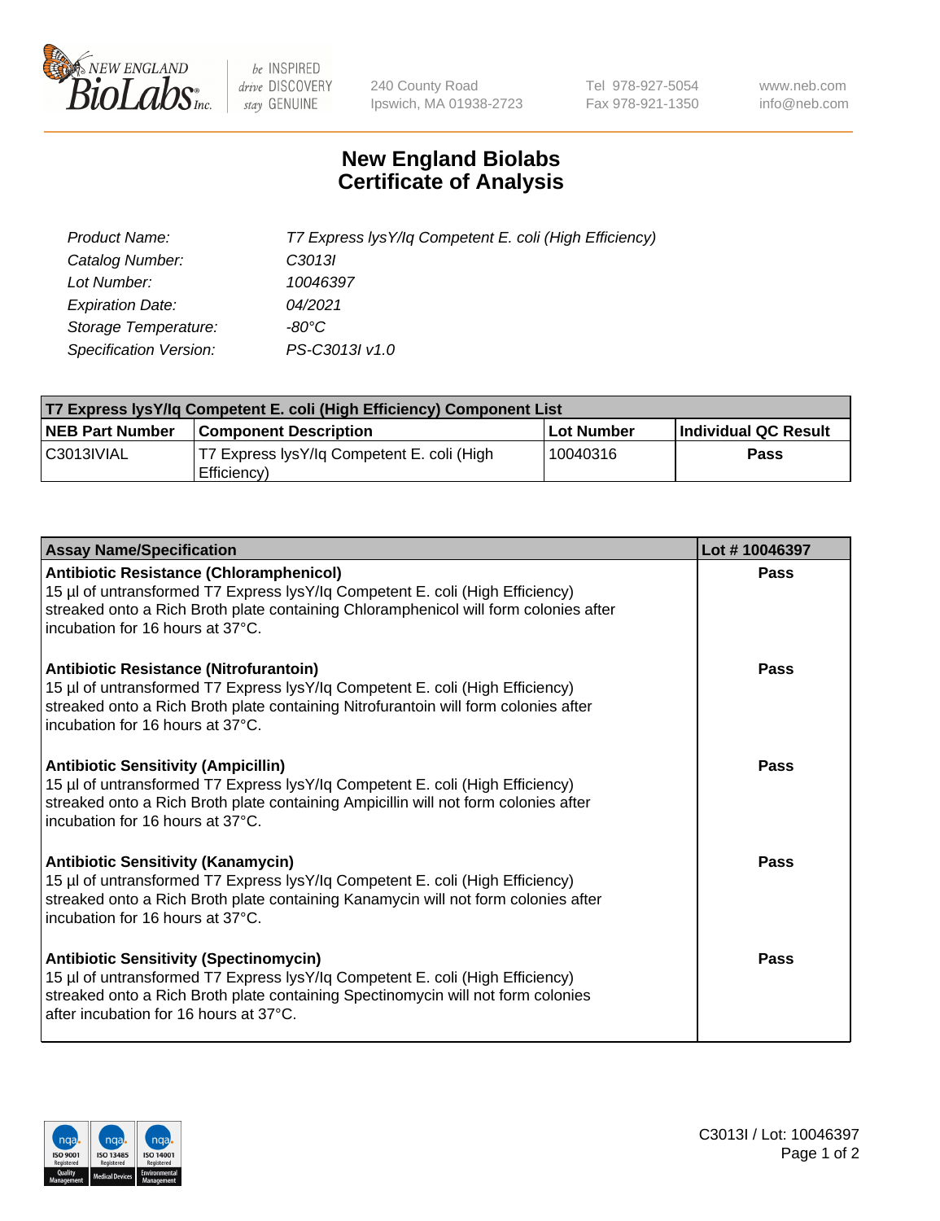New England BioLabs Inc. — be INSPIRED drive DISCOVERY stay GENUINE

240 County Road
Ipswich, MA 01938-2723

Tel 978-927-5054
Fax 978-921-1350

www.neb.com
info@neb.com

# New England Biolabs
# Certificate of Analysis

| | |
|---|---|
| *Product Name:* | *T7 Express lysY/Iq Competent E. coli (High Efficiency)* |
| *Catalog Number:* | *C3013I* |
| *Lot Number:* | *10046397* |
| *Expiration Date:* | *04/2021* |
| *Storage Temperature:* | *-80°C* |
| *Specification Version:* | *PS-C3013I v1.0* |

| T7 Express lysY/Iq Competent E. coli (High Efficiency) Component List | | | |
|---|---|---|---|
| **NEB Part Number** | **Component Description** | **Lot Number** | **Individual QC Result** |
| C3013IVIAL | T7 Express lysY/Iq Competent E. coli (High Efficiency) | 10040316 | **Pass** |

| Assay Name/Specification | Lot # 10046397 |
|---|---|
| **Antibiotic Resistance (Chloramphenicol)**<br>15 µl of untransformed T7 Express lysY/Iq Competent E. coli (High Efficiency) streaked onto a Rich Broth plate containing Chloramphenicol will form colonies after incubation for 16 hours at 37°C. | **Pass** |
| **Antibiotic Resistance (Nitrofurantoin)**<br>15 µl of untransformed T7 Express lysY/Iq Competent E. coli (High Efficiency) streaked onto a Rich Broth plate containing Nitrofurantoin will form colonies after incubation for 16 hours at 37°C. | **Pass** |
| **Antibiotic Sensitivity (Ampicillin)**<br>15 µl of untransformed T7 Express lysY/Iq Competent E. coli (High Efficiency) streaked onto a Rich Broth plate containing Ampicillin will not form colonies after incubation for 16 hours at 37°C. | **Pass** |
| **Antibiotic Sensitivity (Kanamycin)**<br>15 µl of untransformed T7 Express lysY/Iq Competent E. coli (High Efficiency) streaked onto a Rich Broth plate containing Kanamycin will not form colonies after incubation for 16 hours at 37°C. | **Pass** |
| **Antibiotic Sensitivity (Spectinomycin)**<br>15 µl of untransformed T7 Express lysY/Iq Competent E. coli (High Efficiency) streaked onto a Rich Broth plate containing Spectinomycin will not form colonies after incubation for 16 hours at 37°C. | **Pass** |

ISO 9001 Registered Quality Management | ISO 13485 Registered Medical Devices | ISO 14001 Registered Environmental Management

C3013I / Lot: 10046397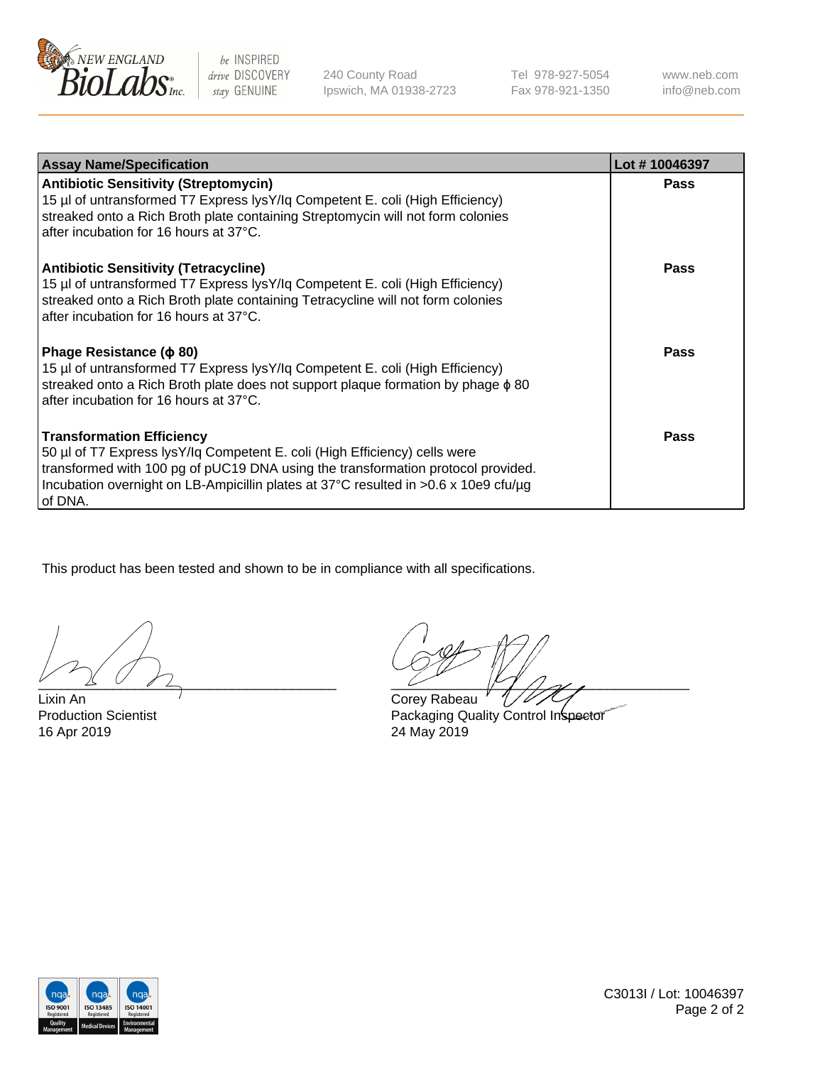240 County Road
Ipswich, MA 01938-2723

Tel 978-927-5054
Fax 978-921-1350

www.neb.com
info@neb.com

| Assay Name/Specification | Lot # 10046397 |
| --- | --- |
| **Antibiotic Sensitivity (Streptomycin)**<br>15 µl of untransformed T7 Express lysY/Iq Competent E. coli (High Efficiency) streaked onto a Rich Broth plate containing Streptomycin will not form colonies after incubation for 16 hours at 37°C. | **Pass** |
| **Antibiotic Sensitivity (Tetracycline)**<br>15 µl of untransformed T7 Express lysY/Iq Competent E. coli (High Efficiency) streaked onto a Rich Broth plate containing Tetracycline will not form colonies after incubation for 16 hours at 37°C. | **Pass** |
| **Phage Resistance (ϕ 80)**<br>15 µl of untransformed T7 Express lysY/Iq Competent E. coli (High Efficiency) streaked onto a Rich Broth plate does not support plaque formation by phage ϕ 80 after incubation for 16 hours at 37°C. | **Pass** |
| **Transformation Efficiency**<br>50 µl of T7 Express lysY/Iq Competent E. coli (High Efficiency) cells were transformed with 100 pg of pUC19 DNA using the transformation protocol provided. Incubation overnight on LB-Ampicillin plates at 37°C resulted in >0.6 x 10e9 cfu/µg of DNA. | **Pass** |

This product has been tested and shown to be in compliance with all specifications.

Lixin An
Production Scientist
16 Apr 2019

Corey Rabeau
Packaging Quality Control Inspector
24 May 2019

C3013I / Lot: 10046397